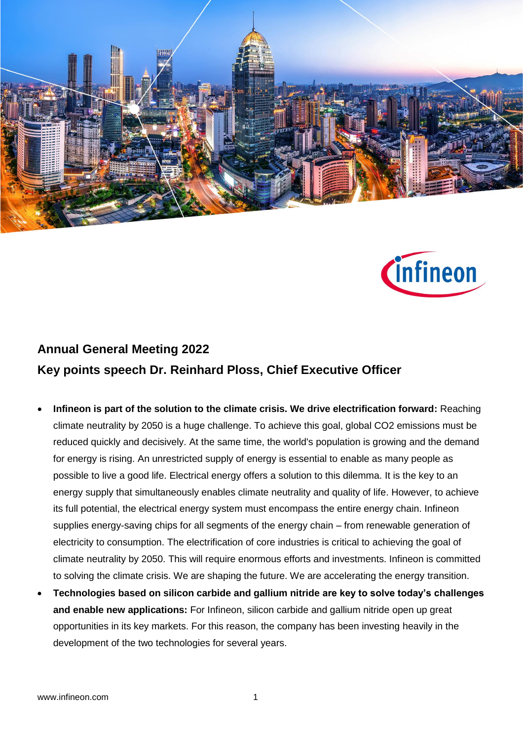## Annual General Meeting 2022

## Key points speech Dr. Reinhard Ploss, Chief Executive Officer

- **Infineon is part of the solution to the climate crisis. We drive electrification forward:** Reaching climate neutrality by 2050 is a huge challenge. To achieve this goal, global $CO_2$ emissions must be reduced quickly and decisively. At the same time, the world's population is growing and the demand for energy is rising. An unrestricted supply of energy is essential to enable as many people as possible to live a good life. Electrical energy offers a solution to this dilemma. It is the key to an energy supply that simultaneously enables climate neutrality and quality of life. However, to achieve its full potential, the electrical energy system must encompass the entire energy chain. Infineon supplies energy-saving chips for all segments of the energy chain – from renewable generation of electricity to consumption. The electrification of core industries is critical to achieving the goal of climate neutrality by 2050. This will require enormous efforts and investments. Infineon is committed to solving the climate crisis. We are shaping the future. We are accelerating the energy transition.
- **Technologies based on silicon carbide and gallium nitride are key to solve today's challenges and enable new applications:** For Infineon, silicon carbide and gallium nitride open up great opportunities in its key markets. For this reason, the company has been investing heavily in the development of the two technologies for several years.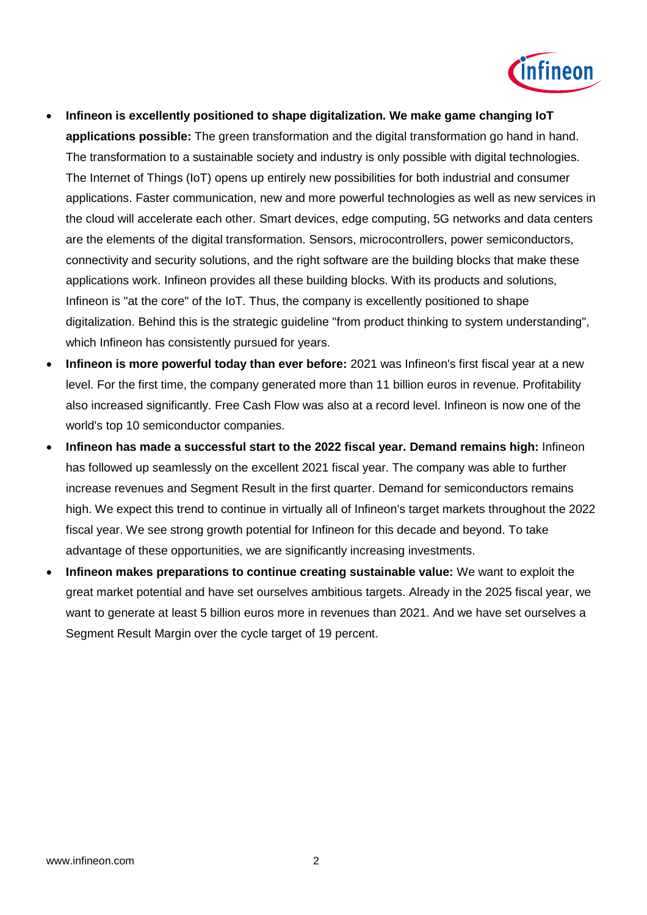- **Infineon is excellently positioned to shape digitalization. We make game changing IoT applications possible:** The green transformation and the digital transformation go hand in hand. The transformation to a sustainable society and industry is only possible with digital technologies. The Internet of Things (IoT) opens up entirely new possibilities for both industrial and consumer applications. Faster communication, new and more powerful technologies as well as new services in the cloud will accelerate each other. Smart devices, edge computing, 5G networks and data centers are the elements of the digital transformation. Sensors, microcontrollers, power semiconductors, connectivity and security solutions, and the right software are the building blocks that make these applications work. Infineon provides all these building blocks. With its products and solutions, Infineon is "at the core" of the IoT. Thus, the company is excellently positioned to shape digitalization. Behind this is the strategic guideline "from product thinking to system understanding", which Infineon has consistently pursued for years.
- **Infineon is more powerful today than ever before:** 2021 was Infineon's first fiscal year at a new level. For the first time, the company generated more than 11 billion euros in revenue. Profitability also increased significantly. Free Cash Flow was also at a record level. Infineon is now one of the world's top 10 semiconductor companies.
- **Infineon has made a successful start to the 2022 fiscal year. Demand remains high:** Infineon has followed up seamlessly on the excellent 2021 fiscal year. The company was able to further increase revenues and Segment Result in the first quarter. Demand for semiconductors remains high. We expect this trend to continue in virtually all of Infineon's target markets throughout the 2022 fiscal year. We see strong growth potential for Infineon for this decade and beyond. To take advantage of these opportunities, we are significantly increasing investments.
- **Infineon makes preparations to continue creating sustainable value:** We want to exploit the great market potential and have set ourselves ambitious targets. Already in the 2025 fiscal year, we want to generate at least 5 billion euros more in revenues than 2021. And we have set ourselves a Segment Result Margin over the cycle target of 19 percent.